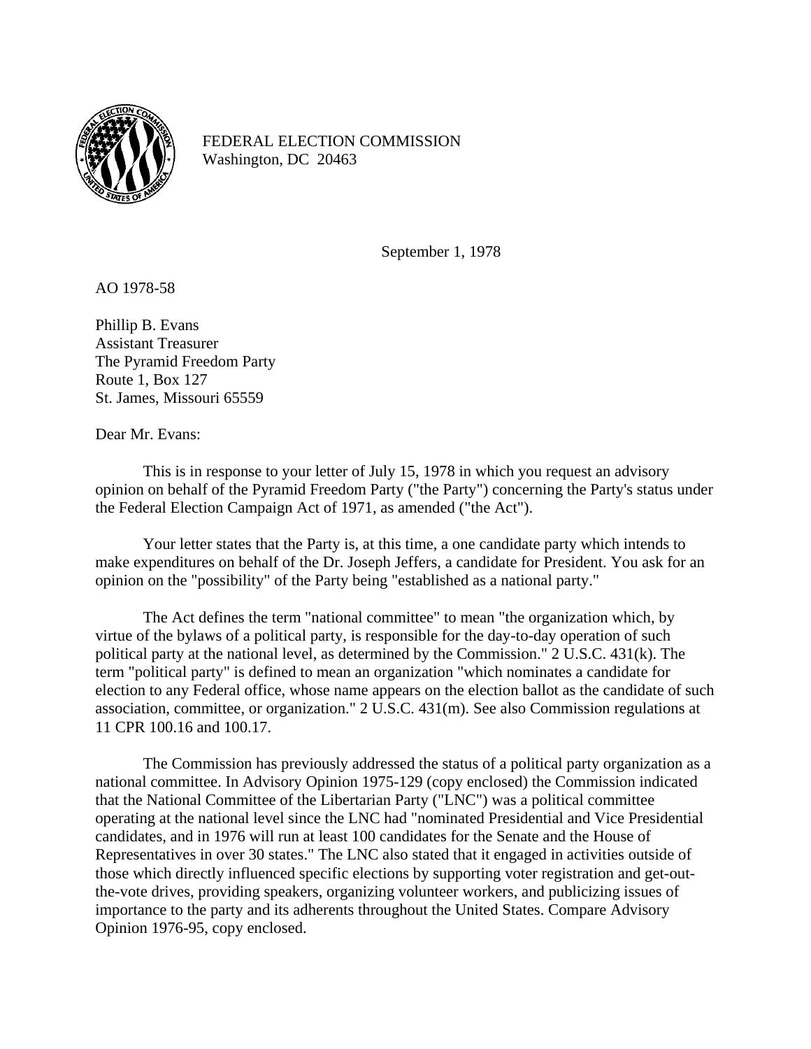FEDERAL ELECTION COMMISSION
Washington, DC 20463

September 1, 1978

AO 1978-58

Phillip B. Evans
Assistant Treasurer
The Pyramid Freedom Party
Route 1, Box 127
St. James, Missouri 65559

Dear Mr. Evans:

This is in response to your letter of July 15, 1978 in which you request an advisory opinion on behalf of the Pyramid Freedom Party ("the Party") concerning the Party's status under the Federal Election Campaign Act of 1971, as amended ("the Act").

Your letter states that the Party is, at this time, a one candidate party which intends to make expenditures on behalf of the Dr. Joseph Jeffers, a candidate for President. You ask for an opinion on the "possibility" of the Party being "established as a national party."

The Act defines the term "national committee" to mean "the organization which, by virtue of the bylaws of a political party, is responsible for the day-to-day operation of such political party at the national level, as determined by the Commission." 2 U.S.C. 431(k). The term "political party" is defined to mean an organization "which nominates a candidate for election to any Federal office, whose name appears on the election ballot as the candidate of such association, committee, or organization." 2 U.S.C. 431(m). See also Commission regulations at 11 CPR 100.16 and 100.17.

The Commission has previously addressed the status of a political party organization as a national committee. In Advisory Opinion 1975-129 (copy enclosed) the Commission indicated that the National Committee of the Libertarian Party ("LNC") was a political committee operating at the national level since the LNC had "nominated Presidential and Vice Presidential candidates, and in 1976 will run at least 100 candidates for the Senate and the House of Representatives in over 30 states." The LNC also stated that it engaged in activities outside of those which directly influenced specific elections by supporting voter registration and get-out-the-vote drives, providing speakers, organizing volunteer workers, and publicizing issues of importance to the party and its adherents throughout the United States. Compare Advisory Opinion 1976-95, copy enclosed.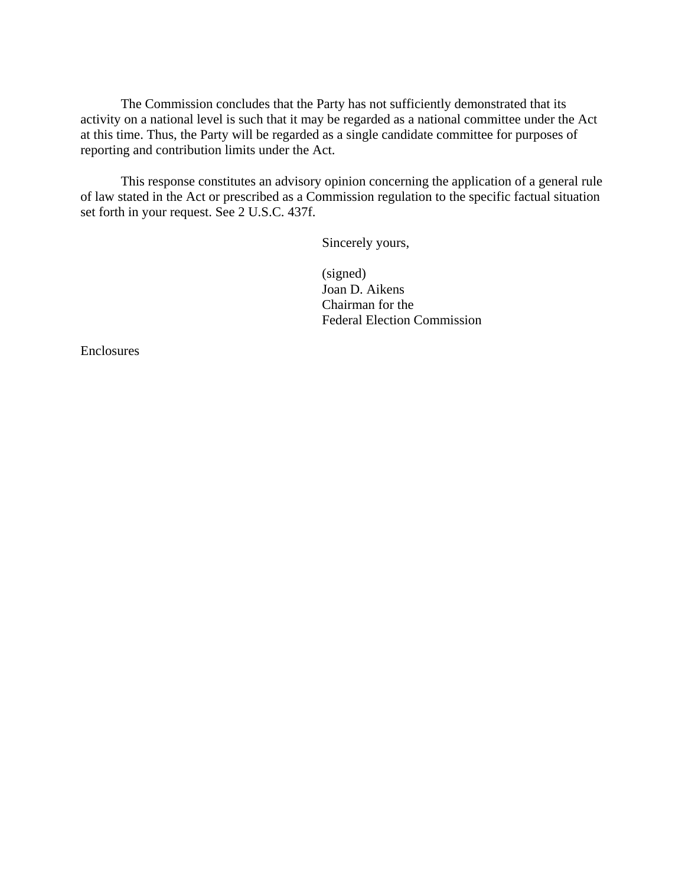The Commission concludes that the Party has not sufficiently demonstrated that its activity on a national level is such that it may be regarded as a national committee under the Act at this time. Thus, the Party will be regarded as a single candidate committee for purposes of reporting and contribution limits under the Act.

This response constitutes an advisory opinion concerning the application of a general rule of law stated in the Act or prescribed as a Commission regulation to the specific factual situation set forth in your request. See 2 U.S.C. 437f.

Sincerely yours,

(signed)
Joan D. Aikens
Chairman for the
Federal Election Commission

Enclosures